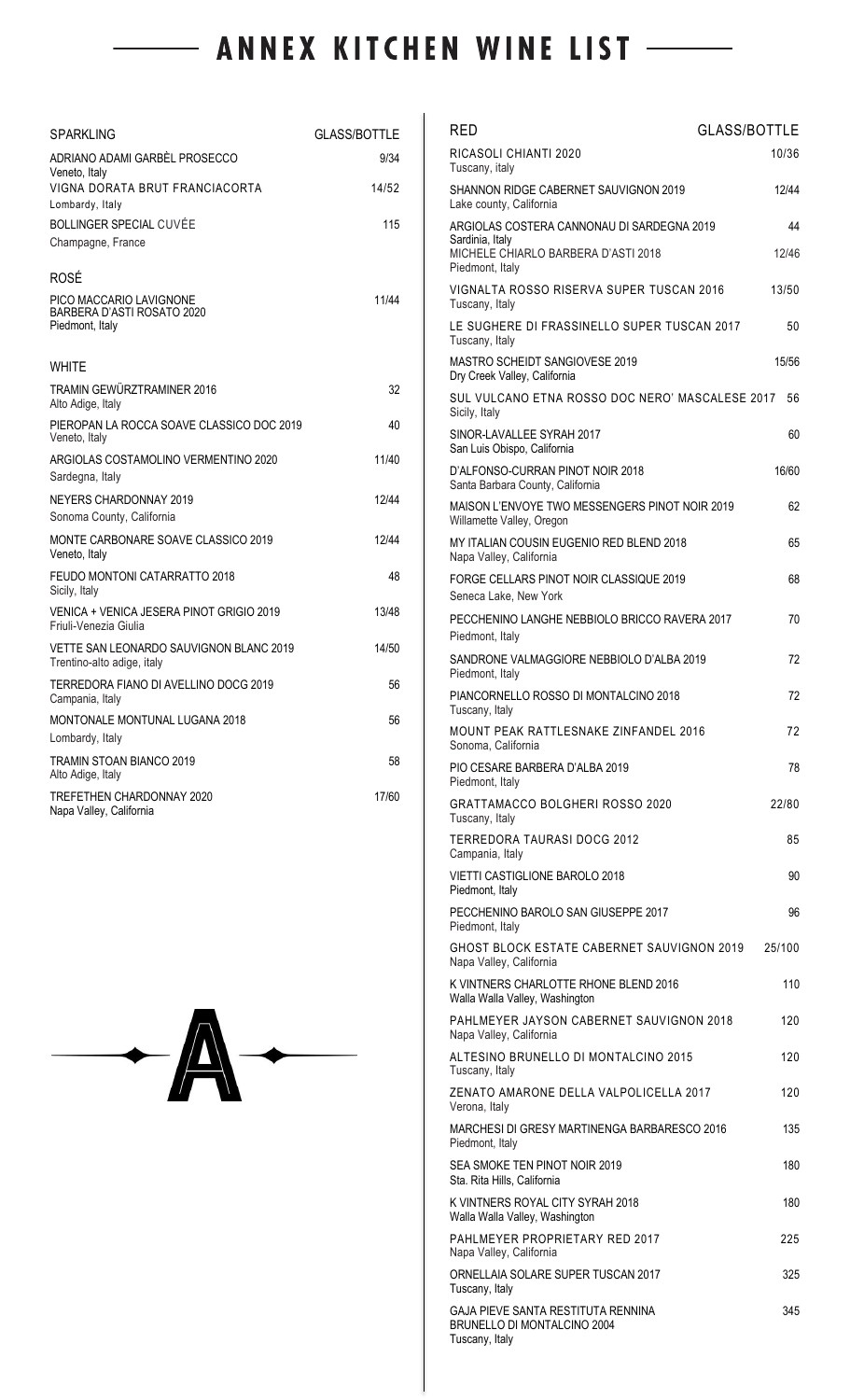# ANNEX KITCHEN WINE LIST

## SPARKLING

| SPARKLING | GLASS/BOTTLE |
| --- | --- |
| ADRIANO ADAMI GARBÈL PROSECCO<br>Veneto, Italy | 9/34 |
| VIGNA DORATA BRUT FRANCIACORTA<br>Lombardy, Italy | 14/52 |
| BOLLINGER SPECIAL CUVÉE<br>Champagne, France | 115 |

## ROSÉ

| ROSÉ | GLASS/BOTTLE |
| --- | --- |
| PICO MACCARIO LAVIGNONE BARBERA D'ASTI ROSATO 2020<br>Piedmont, Italy | 11/44 |

## WHITE

| WHITE | GLASS/BOTTLE |
| --- | --- |
| TRAMIN GEWÜRZTRAMINER 2016<br>Alto Adige, Italy | 32 |
| PIEROPAN LA ROCCA SOAVE CLASSICO DOC 2019<br>Veneto, Italy | 40 |
| ARGIOLAS COSTAMOLINO VERMENTINO 2020<br>Sardegna, Italy | 11/40 |
| NEYERS CHARDONNAY 2019<br>Sonoma County, California | 12/44 |
| MONTE CARBONARE SOAVE CLASSICO 2019<br>Veneto, Italy | 12/44 |
| FEUDO MONTONI CATARRATTO 2018<br>Sicily, Italy | 48 |
| VENICA + VENICA JESERA PINOT GRIGIO 2019<br>Friuli-Venezia Giulia | 13/48 |
| VETTE SAN LEONARDO SAUVIGNON BLANC 2019<br>Trentino-alto adige, italy | 14/50 |
| TERREDORA FIANO DI AVELLINO DOCG 2019<br>Campania, Italy | 56 |
| MONTONALE MONTUNAL LUGANA 2018<br>Lombardy, Italy | 56 |
| TRAMIN STOAN BIANCO 2019<br>Alto Adige, Italy | 58 |
| TREFETHEN CHARDONNAY 2020<br>Napa Valley, California | 17/60 |

## RED

| RED | GLASS/BOTTLE |
| --- | --- |
| RICASOLI CHIANTI 2020<br>Tuscany, italy | 10/36 |
| SHANNON RIDGE CABERNET SAUVIGNON 2019<br>Lake county, California | 12/44 |
| ARGIOLAS COSTERA CANNONAU DI SARDEGNA 2019<br>Sardinia, Italy | 44 |
| MICHELE CHIARLO BARBERA D'ASTI 2018<br>Piedmont, Italy | 12/46 |
| VIGNALTA ROSSO RISERVA SUPER TUSCAN 2016<br>Tuscany, Italy | 13/50 |
| LE SUGHERE DI FRASSINELLO SUPER TUSCAN 2017<br>Tuscany, Italy | 50 |
| MASTRO SCHEIDT SANGIOVESE 2019<br>Dry Creek Valley, California | 15/56 |
| SUL VULCANO ETNA ROSSO DOC NERO' MASCALESE 2017<br>Sicily, Italy | 56 |
| SINOR-LAVALLEE SYRAH 2017<br>San Luis Obispo, California | 60 |
| D'ALFONSO-CURRAN PINOT NOIR 2018<br>Santa Barbara County, California | 16/60 |
| MAISON L'ENVOYE TWO MESSENGERS PINOT NOIR 2019<br>Willamette Valley, Oregon | 62 |
| MY ITALIAN COUSIN EUGENIO RED BLEND 2018<br>Napa Valley, California | 65 |
| FORGE CELLARS PINOT NOIR CLASSIQUE 2019<br>Seneca Lake, New York | 68 |
| PECCHENINO LANGHE NEBBIOLO BRICCO RAVERA 2017<br>Piedmont, Italy | 70 |
| SANDRONE VALMAGGIORE NEBBIOLO D'ALBA 2019<br>Piedmont, Italy | 72 |
| PIANCORNELLO ROSSO DI MONTALCINO 2018<br>Tuscany, Italy | 72 |
| MOUNT PEAK RATTLESNAKE ZINFANDEL 2016<br>Sonoma, California | 72 |
| PIO CESARE BARBERA D'ALBA 2019<br>Piedmont, Italy | 78 |
| GRATTAMACCO BOLGHERI ROSSO 2020<br>Tuscany, Italy | 22/80 |
| TERREDORA TAURASI DOCG 2012<br>Campania, Italy | 85 |
| VIETTI CASTIGLIONE BAROLO 2018<br>Piedmont, Italy | 90 |
| PECCHENINO BAROLO SAN GIUSEPPE 2017<br>Piedmont, Italy | 96 |
| GHOST BLOCK ESTATE CABERNET SAUVIGNON 2019<br>Napa Valley, California | 25/100 |
| K VINTNERS CHARLOTTE RHONE BLEND 2016<br>Walla Walla Valley, Washington | 110 |
| PAHLMEYER JAYSON CABERNET SAUVIGNON 2018<br>Napa Valley, California | 120 |
| ALTESINO BRUNELLO DI MONTALCINO 2015<br>Tuscany, Italy | 120 |
| ZENATO AMARONE DELLA VALPOLICELLA 2017<br>Verona, Italy | 120 |
| MARCHESI DI GRESY MARTINENGA BARBARESCO 2016<br>Piedmont, Italy | 135 |
| SEA SMOKE TEN PINOT NOIR 2019<br>Sta. Rita Hills, California | 180 |
| K VINTNERS ROYAL CITY SYRAH 2018<br>Walla Walla Valley, Washington | 180 |
| PAHLMEYER PROPRIETARY RED 2017<br>Napa Valley, California | 225 |
| ORNELLAIA SOLARE SUPER TUSCAN 2017<br>Tuscany, Italy | 325 |
| GAJA PIEVE SANTA RESTITUTA RENNINA BRUNELLO DI MONTALCINO 2004<br>Tuscany, Italy | 345 |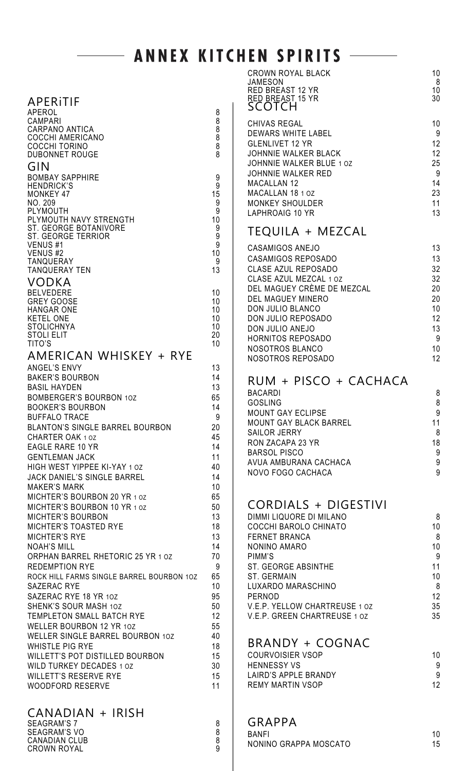# ANNEX KITCHEN SPIRITS

## APERiTIF

| | |
|---|---|
| APEROL | 8 |
| CAMPARI | 8 |
| CARPANO ANTICA | 8 |
| COCCHI AMERICANO | 8 |
| COCCHI TORINO | 8 |
| DUBONNET ROUGE | 8 |

## GIN

| | |
|---|---|
| BOMBAY SAPPHIRE | 9 |
| HENDRICK'S | 9 |
| MONKEY 47 | 15 |
| NO. 209 | 9 |
| PLYMOUTH | 9 |
| PLYMOUTH NAVY STRENGTH | 10 |
| ST. GEORGE BOTANIVORE | 9 |
| ST. GEORGE TERRIOR | 9 |
| VENUS #1 | 9 |
| VENUS #2 | 10 |
| TANQUERAY | 9 |
| TANQUERAY TEN | 13 |

## VODKA

| | |
|---|---|
| BELVEDERE | 10 |
| GREY GOOSE | 10 |
| HANGAR ONE | 10 |
| KETEL ONE | 10 |
| STOLICHNYA | 10 |
| STOLI ELIT | 20 |
| TITO'S | 10 |

## AMERICAN WHISKEY + RYE

| | |
|---|---|
| ANGEL'S ENVY | 13 |
| BAKER'S BOURBON | 14 |
| BASIL HAYDEN | 13 |
| BOMBERGER'S BOURBON 1OZ | 65 |
| BOOKER'S BOURBON | 14 |
| BUFFALO TRACE | 9 |
| BLANTON'S SINGLE BARREL BOURBON | 20 |
| CHARTER OAK 1 OZ | 45 |
| EAGLE RARE 10 YR | 14 |
| GENTLEMAN JACK | 11 |
| HIGH WEST YIPPEE KI-YAY 1 OZ | 40 |
| JACK DANIEL'S SINGLE BARREL | 14 |
| MAKER'S MARK | 10 |
| MICHTER'S BOURBON 20 YR 1 OZ | 65 |
| MICHTER'S BOURBON 10 YR 1 OZ | 50 |
| MICHTER'S BOURBON | 13 |
| MICHTER'S TOASTED RYE | 18 |
| MICHTER'S RYE | 13 |
| NOAH'S MILL | 14 |
| ORPHAN BARREL RHETORIC 25 YR 1 OZ | 70 |
| REDEMPTION RYE | 9 |
| ROCK HILL FARMS SINGLE BARREL BOURBON 1OZ | 65 |
| SAZERAC RYE | 10 |
| SAZERAC RYE 18 YR 1OZ | 95 |
| SHENK'S SOUR MASH 1OZ | 50 |
| TEMPLETON SMALL BATCH RYE | 12 |
| WELLER BOURBON 12 YR 1OZ | 55 |
| WELLER SINGLE BARREL BOURBON 1OZ | 40 |
| WHISTLE PIG RYE | 18 |
| WILLETT'S POT DISTILLED BOURBON | 15 |
| WILD TURKEY DECADES 1 OZ | 30 |
| WILLETT'S RESERVE RYE | 15 |
| WOODFORD RESERVE | 11 |

## CANADIAN + IRISH

| | |
|---|---|
| SEAGRAM'S 7 | 8 |
| SEAGRAM'S VO | 8 |
| CANADIAN CLUB | 8 |
| CROWN ROYAL | 9 |
| CROWN ROYAL BLACK | 10 |
| JAMESON | 8 |
| RED BREAST 12 YR | 10 |
| RED BREAST 15 YR | 30 |

## SCOTCH

| | |
|---|---|
| CHIVAS REGAL | 10 |
| DEWARS WHITE LABEL | 9 |
| GLENLIVET 12 YR | 12 |
| JOHNNIE WALKER BLACK | 12 |
| JOHNNIE WALKER BLUE 1 OZ | 25 |
| JOHNNIE WALKER RED | 9 |
| MACALLAN 12 | 14 |
| MACALLAN 18 1 OZ | 23 |
| MONKEY SHOULDER | 11 |
| LAPHROAIG 10 YR | 13 |

## TEQUILA + MEZCAL

| | |
|---|---|
| CASAMIGOS ANEJO | 13 |
| CASAMIGOS REPOSADO | 13 |
| CLASE AZUL REPOSADO | 32 |
| CLASE AZUL MEZCAL 1 OZ | 32 |
| DEL MAGUEY CRÈME DE MEZCAL | 20 |
| DEL MAGUEY MINERO | 20 |
| DON JULIO BLANCO | 10 |
| DON JULIO REPOSADO | 12 |
| DON JULIO ANEJO | 13 |
| HORNITOS REPOSADO | 9 |
| NOSOTROS BLANCO | 10 |
| NOSOTROS REPOSADO | 12 |

## RUM + PISCO + CACHACA

| | |
|---|---|
| BACARDI | 8 |
| GOSLING | 8 |
| MOUNT GAY ECLIPSE | 9 |
| MOUNT GAY BLACK BARREL | 11 |
| SAILOR JERRY | 8 |
| RON ZACAPA 23 YR | 18 |
| BARSOL PISCO | 9 |
| AVUA AMBURANA CACHACA | 9 |
| NOVO FOGO CACHACA | 9 |

## CORDIALS + DIGESTIVI

| | |
|---|---|
| DIMMI LIQUORE DI MILANO | 8 |
| COCCHI BAROLO CHINATO | 10 |
| FERNET BRANCA | 8 |
| NONINO AMARO | 10 |
| PIMM'S | 9 |
| ST. GEORGE ABSINTHE | 11 |
| ST. GERMAIN | 10 |
| LUXARDO MARASCHINO | 8 |
| PERNOD | 12 |
| V.E.P. YELLOW CHARTREUSE 1 OZ | 35 |
| V.E.P. GREEN CHARTREUSE 1 OZ | 35 |

## BRANDY + COGNAC

| | |
|---|---|
| COURVOISIER VSOP | 10 |
| HENNESSY VS | 9 |
| LAIRD'S APPLE BRANDY | 9 |
| REMY MARTIN VSOP | 12 |

## GRAPPA

| | |
|---|---|
| BANFI | 10 |
| NONINO GRAPPA MOSCATO | 15 |